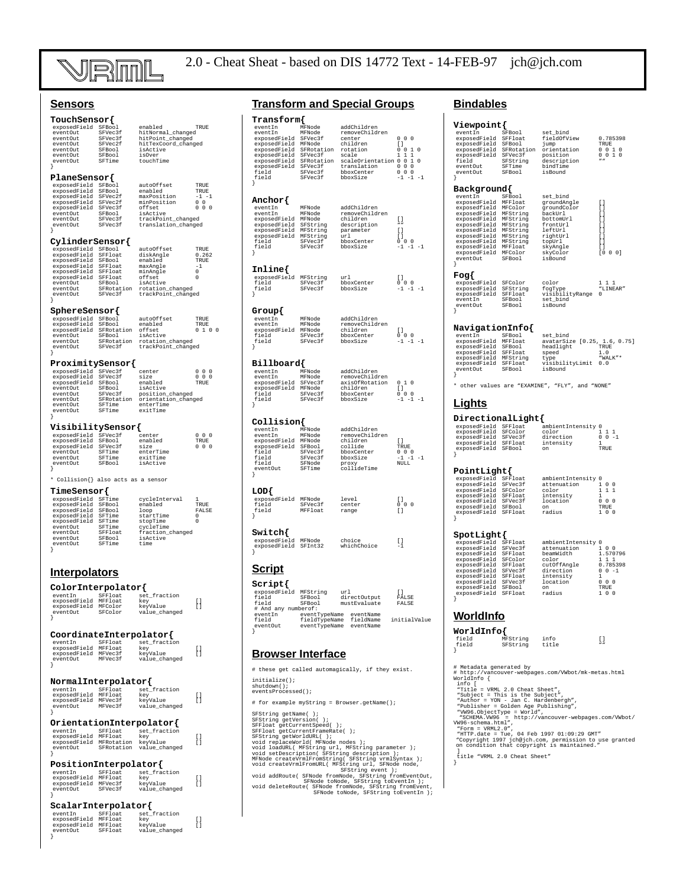# VRML 2.0 - Cheat Sheat - based on DIS 14772 Text - 14-FEB-97 jch@jch.com

## Sensors

```
TouchSensor{
 exposedField SFBool     enabled          TRUE
 eventOut     SFVec3f    hitNormal_changed
 eventOut     SFVec3f    hitPoint_changed
 eventOut     SFVec2f    hitTexCoord_changed
 eventOut     SFBool     isActive
 eventOut     SFBool     isOver
 eventOut     SFTime     touchTime
}

PlaneSensor{
 exposedField SFBool     autoOffset       TRUE
 exposedField SFBool     enabled          TRUE
 exposedField SFVec2f    maxPosition      -1 -1
 exposedField SFVec2f    minPosition      0 0
 exposedField SFVec3f    offset           0 0 0
 eventOut     SFBool     isActive
 eventOut     SFVec3f    trackPoint_changed
 eventOut     SFVec3f    translation_changed
}

CylinderSensor{
 exposedField SFBool     autoOffset       TRUE
 exposedField SFFloat    diskAngle        0.262
 exposedField SFBool     enabled          TRUE
 exposedField SFFloat    maxAngle         -1
 exposedField SFFloat    minAngle         0
 exposedField SFFloat    offset           0
 eventOut     SFBool     isActive
 eventOut     SFRotation rotation_changed
 eventOut     SFVec3f    trackPoint_changed
}

SphereSensor{
 exposedField SFBool     autoOffset       TRUE
 exposedField SFBool     enabled          TRUE
 exposedField SFRotation offset           0 1 0 0
 eventOut     SFBool     isActive
 eventOut     SFRotation rotation_changed
 eventOut     SFVec3f    trackPoint_changed
}

ProximitySensor{
 exposedField SFVec3f    center           0 0 0
 exposedField SFVec3f    size             0 0 0
 exposedField SFBool     enabled          TRUE
 eventOut     SFBool     isActive
 eventOut     SFVec3f    position_changed
 eventOut     SFRotation orientation_changed
 eventOut     SFTime     enterTime
 eventOut     SFTime     exitTime
}

VisibilitySensor{
 exposedField SFVec3f    center           0 0 0
 exposedField SFBool     enabled          TRUE
 exposedField SFVec3f    size             0 0 0
 eventOut     SFTime     enterTime
 eventOut     SFTime     exitTime
 eventOut     SFBool     isActive
}
```

* Collision{} also acts as a sensor

```
TimeSensor{
 exposedField SFTime     cycleInterval    1
 exposedField SFBool     enabled          TRUE
 exposedField SFBool     loop             FALSE
 exposedField SFTime     startTime        0
 exposedField SFTime     stopTime         0
 eventOut     SFTime     cycleTime
 eventOut     SFFloat    fraction_changed
 eventOut     SFBool     isActive
 eventOut     SFTime     time
}
```

## Interpolators

```
ColorInterpolator{
 eventIn      SFFloat    set_fraction
 exposedField MFFloat    key              []
 exposedField MFColor    keyValue         []
 eventOut     SFColor    value_changed
}

CoordinateInterpolator{
 eventIn      SFFloat    set_fraction
 exposedField MFFloat    key              []
 exposedField MFVec3f    keyValue         []
 eventOut     MFVec3f    value_changed
}

NormalInterpolator{
 eventIn      SFFloat    set_fraction
 exposedField MFFloat    key              []
 exposedField MFVec3f    keyValue         []
 eventOut     MFVec3f    value_changed
}

OrientationInterpolator{
 eventIn      SFFloat    set_fraction
 exposedField MFFloat    key              []
 exposedField MFRotation keyValue         []
 eventOut     SFRotation value_changed
}

PositionInterpolator{
 eventIn      SFFloat    set_fraction
 exposedField MFFloat    key              []
 exposedField MFVec3f    keyValue         []
 eventOut     SFVec3f    value_changed
}

ScalarInterpolator{
 eventIn      SFFloat    set_fraction
 exposedField MFFloat    key              []
 exposedField MFFloat    keyValue         []
 eventOut     SFFloat    value_changed
}
```

## Transform and Special Groups

```
Transform{
 eventIn      MFNode     addChildren
 eventIn      MFNode     removeChildren
 exposedField SFVec3f    center           0 0 0
 exposedField MFNode     children         []
 exposedField SFRotation rotation         0 0 1 0
 exposedField SFVec3f    scale            1 1 1
 exposedField SFRotation scaleOrientation 0 0 1 0
 exposedField SFVec3f    translation      0 0 0
 field        SFVec3f    bboxCenter       0 0 0
 field        SFVec3f    bboxSize         -1 -1 -1
}

Anchor{
 eventIn      MFNode     addChildren
 eventIn      MFNode     removeChildren
 exposedField MFNode     children         []
 exposedField SFString   description      ""
 exposedField MFString   parameter        []
 exposedField MFString   url              []
 field        SFVec3f    bboxCenter       0 0 0
 field        SFVec3f    bboxSize         -1 -1 -1
}

Inline{
 exposedField MFString   url              []
 field        SFVec3f    bboxCenter       0 0 0
 field        SFVec3f    bboxSize         -1 -1 -1
}

Group{
 eventIn      MFNode     addChildren
 eventIn      MFNode     removeChildren
 exposedField MFNode     children         []
 field        SFVec3f    bboxCenter       0 0 0
 field        SFVec3f    bboxSize         -1 -1 -1
}

Billboard{
 eventIn      MFNode     addChildren
 eventIn      MFNode     removeChildren
 exposedField SFVec3f    axisOfRotation   0 1 0
 exposedField MFNode     children         []
 field        SFVec3f    bboxCenter       0 0 0
 field        SFVec3f    bboxSize         -1 -1 -1
}

Collision{
 eventIn      MFNode     addChildren
 eventIn      MFNode     removeChildren
 exposedField MFNode     children         []
 exposedField SFBool     collide          TRUE
 field        SFVec3f    bboxCenter       0 0 0
 field        SFVec3f    bboxSize         -1 -1 -1
 field        SFNode     proxy            NULL
 eventOut     SFTime     collideTime
}

LOD{
 exposedField MFNode     level            []
 field        SFVec3f    center           0 0 0
 field        MFFloat    range            []
}

Switch{
 exposedField MFNode     choice           []
 exposedField SFInt32    whichChoice      -1
}
```

## Script

```
Script{
 exposedField MFString   url              []
 field        SFBool     directOutput     FALSE
 field        SFBool     mustEvaluate     FALSE
 # And any numberof:
 eventIn      eventTypeName  eventName
 field        fieldTypeName  fieldName    initialValue
 eventOut     eventTypeName  eventName
}
```

## Browser Interface

```
# these get called automagically, if they exist.

initialize();
shutdown();
eventsProcessed();

# for example myString = Browser.getName();

SFString getName( );
SFString getVersion( );
SFFloat getCurrentSpeed( );
SFFloat getCurrentFrameRate( );
SFString getWorldURL( );
void replaceWorld( MFNode nodes );
void loadURL( MFString url, MFString parameter );
void setDescription( SFString description );
MFNode createVrmlFromString( SFString vrmlSyntax );
void createVrmlFromURL( MFString url, SFNode node,
                        SFString event );
void addRoute( SFNode fromNode, SFString fromEventOut,
               SFNode toNode, SFString toEventIn );
void deleteRoute( SFNode fromNode, SFString fromEvent,
                  SFNode toNode, SFString toEventIn );
```

## Bindables

```
Viewpoint{
 eventIn      SFBool     set_bind
 exposedField SFFloat    fieldOfView      0.785398
 exposedField SFBool     jump             TRUE
 exposedField SFRotation orientation      0 0 1 0
 exposedField SFVec3f    position         0 0 1 0
 field        SFString   description      ""
 eventOut     SFTime     bindTime
 eventOut     SFBool     isBound
}

Background{
 eventIn      SFBool     set_bind
 exposedField MFFloat    groundAngle      []
 exposedField MFColor    groundColor      []
 exposedField MFString   backUrl          []
 exposedField MFString   bottomUrl        []
 exposedField MFString   frontUrl         []
 exposedField MFString   leftUrl          []
 exposedField MFString   rightUrl         []
 exposedField MFString   topUrl           []
 exposedField MFFloat    skyAngle         []
 exposedField MFColor    skyColor         [0 0 0]
 eventOut     SFBool     isBound
}

Fog{
 exposedField SFColor    color            1 1 1
 exposedField SFString   fogType          "LINEAR"
 exposedField SFFloat    visibilityRange  0
 eventIn      SFBool     set_bind
 eventOut     SFBool     isBound
}

NavigationInfo{
 eventIn      SFBool     set_bind
 exposedField MFFloat    avatarSize [0.25, 1.6, 0.75]
 exposedField SFBool     headlight        TRUE
 exposedField SFFloat    speed            1.0
 exposedField MFString   type             "WALK"*
 exposedField SFFloat    visibilityLimit  0.0
 eventOut     SFBool     isBound
}
```

* other values are "EXAMINE", "FLY", and "NONE"

## Lights

```
DirectionalLight{
 exposedField SFFloat    ambientIntensity 0
 exposedField SFColor    color            1 1 1
 exposedField SFVec3f    direction        0 0 -1
 exposedField SFFloat    intensity        1
 exposedField SFBool     on               TRUE
}

PointLight{
 exposedField SFFloat    ambientIntensity 0
 exposedField SFVec3f    attenuation      1 0 0
 exposedField SFColor    color            1 1 1
 exposedField SFFloat    intensity        1
 exposedField SFVec3f    location         0 0 0
 exposedField SFBool     on               TRUE
 exposedField SFFloat    radius           1 0 0
}

SpotLight{
 exposedField SFFloat    ambientIntensity 0
 exposedField SFVec3f    attenuation      1 0 0
 exposedField SFFloat    beamWidth        1.570796
 exposedField SFColor    color            1 1 1
 exposedField SFFloat    cutOffAngle      0.785398
 exposedField SFVec3f    direction        0 0 -1
 exposedField SFFloat    intensity        1
 exposedField SFVec3f    location         0 0 0
 exposedField SFBool     on               TRUE
 exposedField SFFloat    radius           1 0 0
}
```

## WorldInfo

```
WorldInfo{
 field        MFString   info             []
 field        SFString   title            ""
}

# Metadata generated by
# http://vancouver-webpages.com/VWbot/mk-metas.html
WorldInfo {
 info [
 "Title = VRML 2.0 Cheat Sheet",
 "Subject = This is the Subject",
 "Author = YON - Jan C. Hardenbergh",
 "Publisher = Golden Age Publishing",
 "VW96.ObjectType = World",
 "SCHEMA.VW96 = http://vancouver-webpages.com/VWbot/
VW96-schema.html",
 "Form = VRML2.0",
 "HTTP.date = Tue, 04 Feb 1997 01:09:29 GMT"
 "Copyright 1997 jch@jch.com, permission to use granted
 on condition that copyright is maintained."
 ]
 title "VRML 2.0 Cheat Sheet"
}
```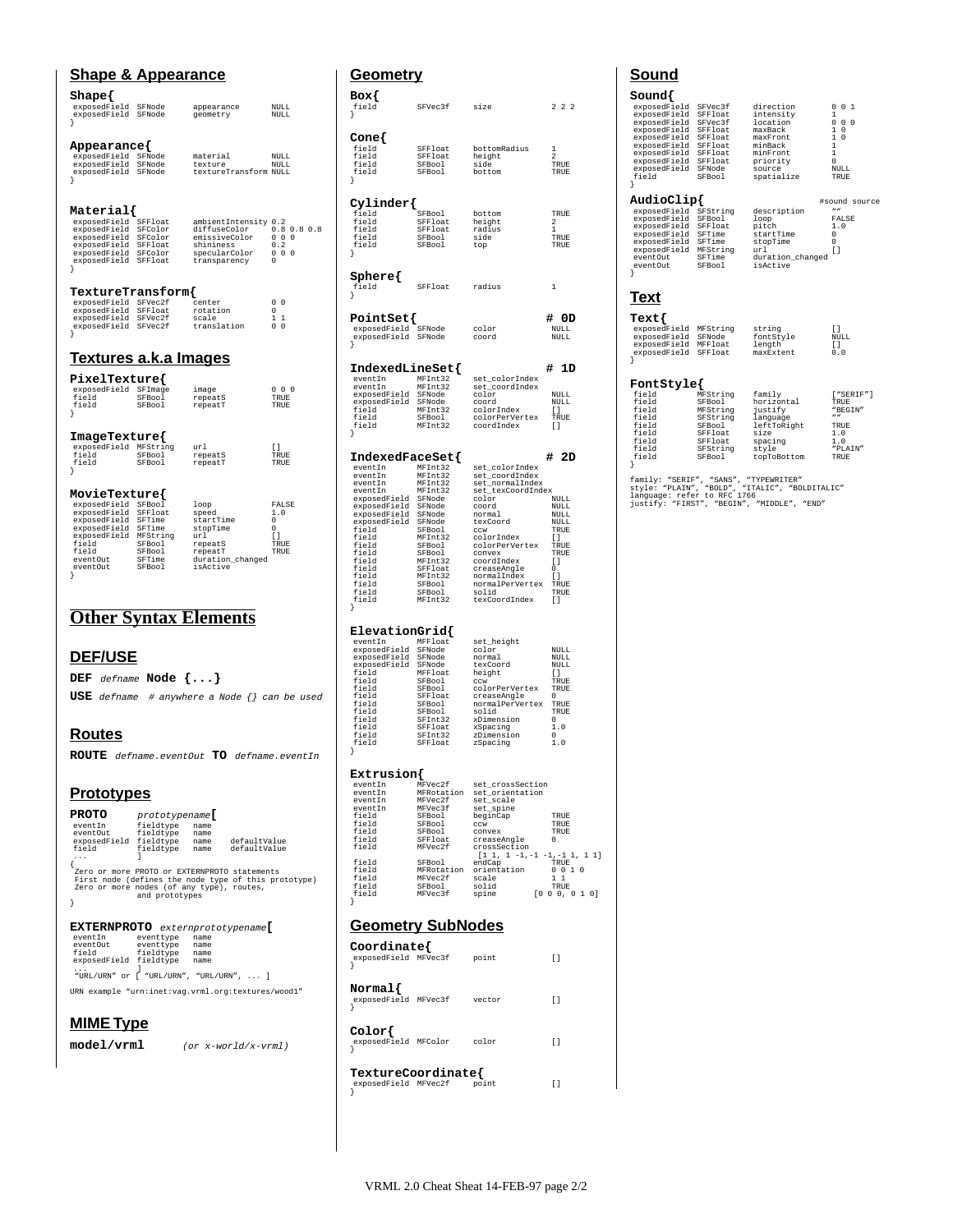## Shape & Appearance

```
Shape{
 exposedField  SFNode      appearance      NULL
 exposedField  SFNode      geometry        NULL
}
```

```
Appearance{
 exposedField  SFNode      material        NULL
 exposedField  SFNode      texture         NULL
 exposedField  SFNode      textureTransform NULL
}
```

```
Material{
 exposedField  SFFloat     ambientIntensity 0.2
 exposedField  SFColor     diffuseColor     0.8 0.8 0.8
 exposedField  SFColor     emissiveColor    0 0 0
 exposedField  SFFloat     shininess        0.2
 exposedField  SFColor     specularColor    0 0 0
 exposedField  SFFloat     transparency     0
}
```

```
TextureTransform{
 exposedField  SFVec2f     center          0 0
 exposedField  SFFloat     rotation        0
 exposedField  SFVec2f     scale           1 1
 exposedField  SFVec2f     translation     0 0
}
```

## Textures a.k.a Images

```
PixelTexture{
 exposedField  SFImage     image           0 0 0
 field         SFBool      repeatS         TRUE
 field         SFBool      repeatT         TRUE
}
```

```
ImageTexture{
 exposedField  MFString    url             []
 field         SFBool      repeatS         TRUE
 field         SFBool      repeatT         TRUE
}
```

```
MovieTexture{
 exposedField  SFBool      loop            FALSE
 exposedField  SFFloat     speed           1.0
 exposedField  SFTime      startTime       0
 exposedField  SFTime      stopTime        0
 exposedField  MFString    url             []
 field         SFBool      repeatS         TRUE
 field         SFBool      repeatT         TRUE
 eventOut      SFTime      duration_changed
 eventOut      SFBool      isActive
}
```

# Other Syntax Elements

## DEF/USE

**DEF** *defname* **Node {...}**

**USE** *defname # anywhere a Node {} can be used*

## Routes

**ROUTE** *defname.eventOut* **TO** *defname.eventIn*

## Prototypes

```
PROTO        prototypename[
 eventIn      fieldtype   name
 eventOut     fieldtype   name
 exposedField fieldtype   name   defaultValue
 field        fieldtype   name   defaultValue
 ...          ]
{
 Zero or more PROTO or EXTERNPROTO statements
 First node (defines the node type of this prototype)
 Zero or more nodes (of any type), routes,
              and prototypes
}
```

```
EXTERNPROTO externprototypename[
 eventIn      eventtype   name
 eventOut     eventtype   name
 field        fieldtype   name
 exposedField fieldtype   name
 ...          ]
 "URL/URN" or [ "URL/URN", "URL/URN", ... ]
```

URN example "urn:inet:vag.vrml.org:textures/wood1"

## MIME Type

**model/vrml** *(or x-world/x-vrml)*

## Geometry

```
Box{
 field         SFVec3f     size            2 2 2
}
```

```
Cone{
 field         SFFloat     bottomRadius    1
 field         SFFloat     height          2
 field         SFBool      side            TRUE
 field         SFBool      bottom          TRUE
}
```

```
Cylinder{
 field         SFBool      bottom          TRUE
 field         SFFloat     height          2
 field         SFFloat     radius          1
 field         SFBool      side            TRUE
 field         SFBool      top             TRUE
}
```

```
Sphere{
 field         SFFloat     radius          1
}
```

```
PointSet{                                  # 0D
 exposedField  SFNode      color           NULL
 exposedField  SFNode      coord           NULL
}
```

```
IndexedLineSet{                            # 1D
 eventIn       MFInt32     set_colorIndex
 eventIn       MFInt32     set_coordIndex
 exposedField  SFNode      color           NULL
 exposedField  SFNode      coord           NULL
 field         MFInt32     colorIndex      []
 field         SFBool      colorPerVertex  TRUE
 field         MFInt32     coordIndex      []
}
```

```
IndexedFaceSet{                            # 2D
 eventIn       MFInt32     set_colorIndex
 eventIn       MFInt32     set_coordIndex
 eventIn       MFInt32     set_normalIndex
 eventIn       MFInt32     set_texCoordIndex
 exposedField  SFNode      color           NULL
 exposedField  SFNode      coord           NULL
 exposedField  SFNode      normal          NULL
 exposedField  SFNode      texCoord        NULL
 field         SFBool      ccw             TRUE
 field         MFInt32     colorIndex      []
 field         SFBool      colorPerVertex  TRUE
 field         SFBool      convex          TRUE
 field         MFInt32     coordIndex      []
 field         SFFloat     creaseAngle     0
 field         MFInt32     normalIndex     []
 field         SFBool      normalPerVertex TRUE
 field         SFBool      solid           TRUE
 field         MFInt32     texCoordIndex   []
}
```

```
ElevationGrid{
 eventIn       MFFloat     set_height
 exposedField  SFNode      color           NULL
 exposedField  SFNode      normal          NULL
 exposedField  SFNode      texCoord        NULL
 field         MFFloat     height          []
 field         SFBool      ccw             TRUE
 field         SFBool      colorPerVertex  TRUE
 field         SFFloat     creaseAngle     0
 field         SFBool      normalPerVertex TRUE
 field         SFBool      solid           TRUE
 field         SFInt32     xDimension      0
 field         SFFloat     xSpacing        1.0
 field         SFInt32     zDimension      0
 field         SFFloat     zSpacing        1.0
}
```

```
Extrusion{
 eventIn       MFVec2f     set_crossSection
 eventIn       MFRotation  set_orientation
 eventIn       MFVec2f     set_scale
 eventIn       MFVec3f     set_spine
 field         SFBool      beginCap        TRUE
 field         SFBool      ccw             TRUE
 field         SFBool      convex          TRUE
 field         SFFloat     creaseAngle     0
 field         MFVec2f     crossSection
                           [1 1, 1 -1,-1 -1,-1 1, 1 1]
 field         SFBool      endCap          TRUE
 field         MFRotation  orientation     0 0 1 0
 field         MFVec2f     scale           1 1
 field         SFBool      solid           TRUE
 field         MFVec3f     spine       [0 0 0, 0 1 0]
}
```

## Geometry SubNodes

```
Coordinate{
 exposedField  MFVec3f     point           []
}
```

```
Normal{
 exposedField  MFVec3f     vector          []
}
```

```
Color{
 exposedField  MFColor     color           []
}
```

```
TextureCoordinate{
 exposedField  MFVec2f     point           []
}
```

## Sound

```
Sound{
 exposedField  SFVec3f     direction       0 0 1
 exposedField  SFFloat     intensity       1
 exposedField  SFVec3f     location        0 0 0
 exposedField  SFFloat     maxBack         1 0
 exposedField  SFFloat     maxFront        1 0
 exposedField  SFFloat     minBack         1
 exposedField  SFFloat     minFront        1
 exposedField  SFFloat     priority        0
 exposedField  SFNode      source          NULL
 field         SFBool      spatialize      TRUE
}
```

```
AudioClip{                                 #sound source
 exposedField  SFString    description     ""
 exposedField  SFBool      loop            FALSE
 exposedField  SFFloat     pitch           1.0
 exposedField  SFTime      startTime       0
 exposedField  SFTime      stopTime        0
 exposedField  MFString    url             []
 eventOut      SFTime      duration_changed
 eventOut      SFBool      isActive
}
```

## Text

```
Text{
 exposedField  MFString    string          []
 exposedField  SFNode      fontStyle       NULL
 exposedField  MFFloat     length          []
 exposedField  SFFloat     maxExtent       0.0
}
```

```
FontStyle{
 field         MFString    family          ["SERIF"]
 field         SFBool      horizontal      TRUE
 field         MFString    justify         "BEGIN"
 field         SFString    language        ""
 field         SFBool      leftToRight     TRUE
 field         SFFloat     size            1.0
 field         SFFloat     spacing         1.0
 field         SFString    style           "PLAIN"
 field         SFBool      topToBottom     TRUE
}
```

family: "SERIF", "SANS", "TYPEWRITER"
style: "PLAIN", "BOLD", "ITALIC", "BOLDITALIC"
language: refer to RFC 1766
justify: "FIRST", "BEGIN", "MIDDLE", "END"